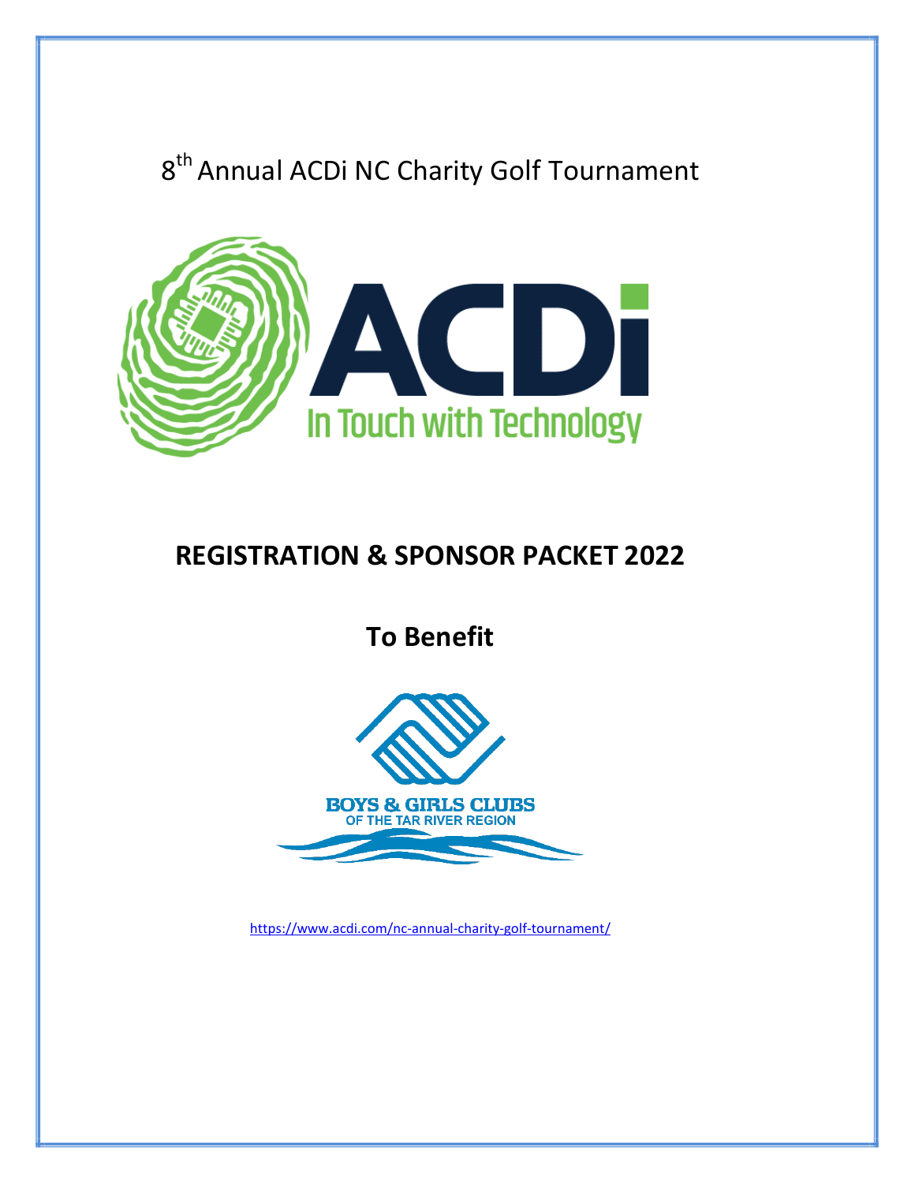8th Annual ACDi NC Charity Golf Tournament

ACDi

In Touch with Technology

# REGISTRATION & SPONSOR PACKET 2022

## To Benefit

BOYS & GIRLS CLUBS
OF THE TAR RIVER REGION

https://www.acdi.com/nc-annual-charity-golf-tournament/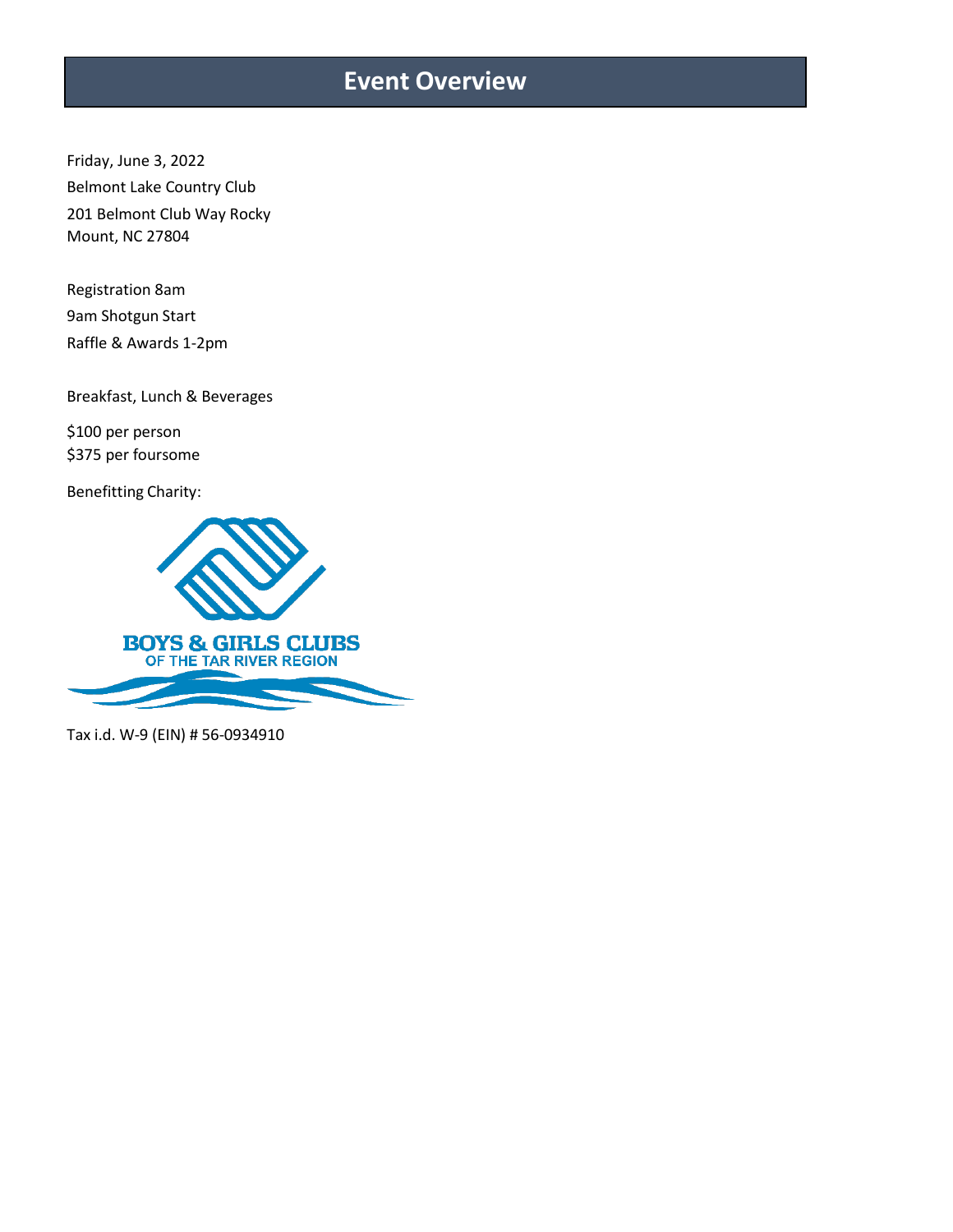# Event Overview

Friday, June 3, 2022
Belmont Lake Country Club
201 Belmont Club Way Rocky Mount, NC 27804

Registration 8am
9am Shotgun Start
Raffle & Awards 1-2pm

Breakfast, Lunch & Beverages

$100 per person
$375 per foursome

Benefitting Charity:

BOYS & GIRLS CLUBS
OF THE TAR RIVER REGION

Tax i.d. W-9 (EIN) # 56-0934910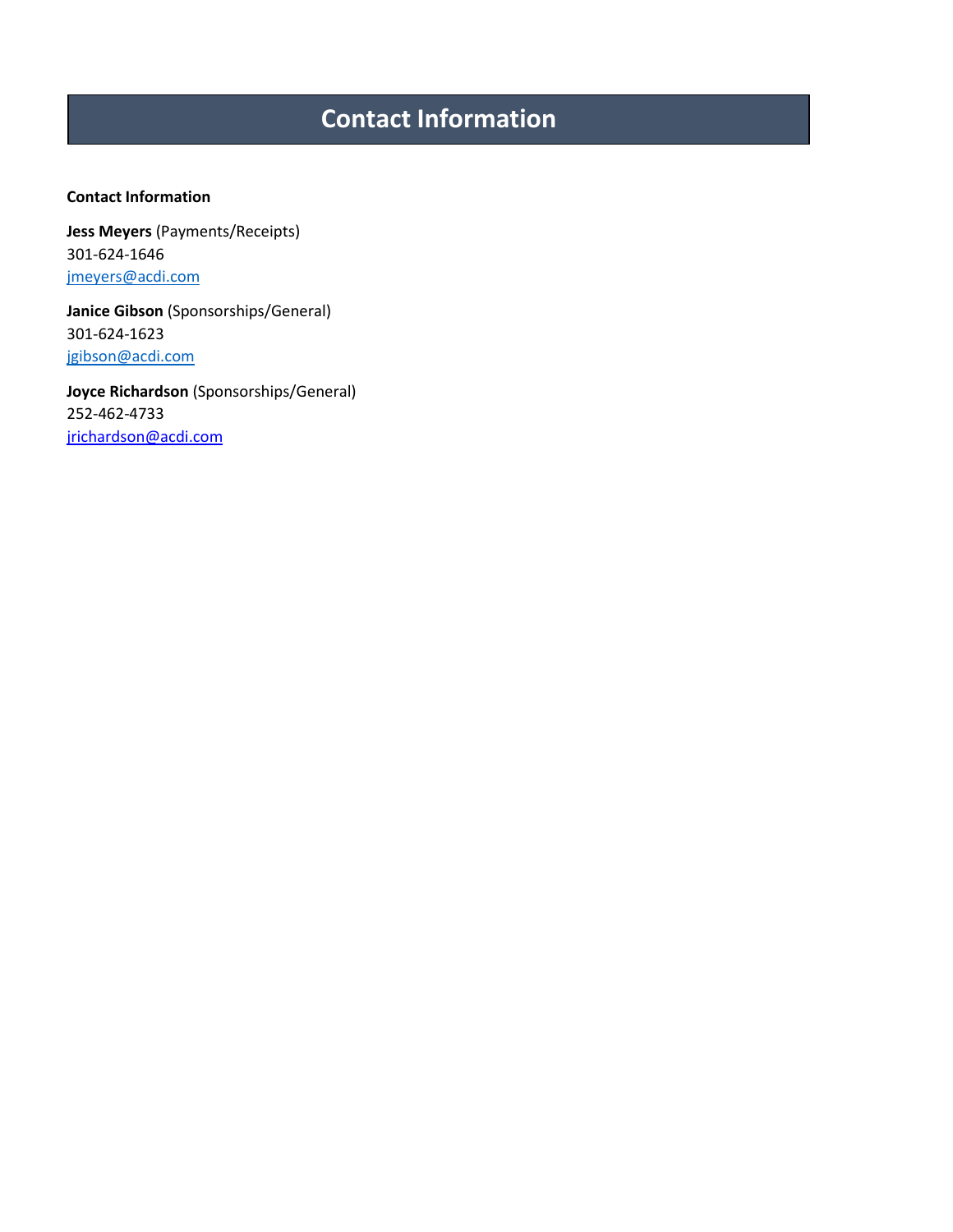# Contact Information

**Contact Information**

**Jess Meyers** (Payments/Receipts)
301-624-1646
jmeyers@acdi.com

**Janice Gibson** (Sponsorships/General)
301-624-1623
jgibson@acdi.com

**Joyce Richardson** (Sponsorships/General)
252-462-4733
jrichardson@acdi.com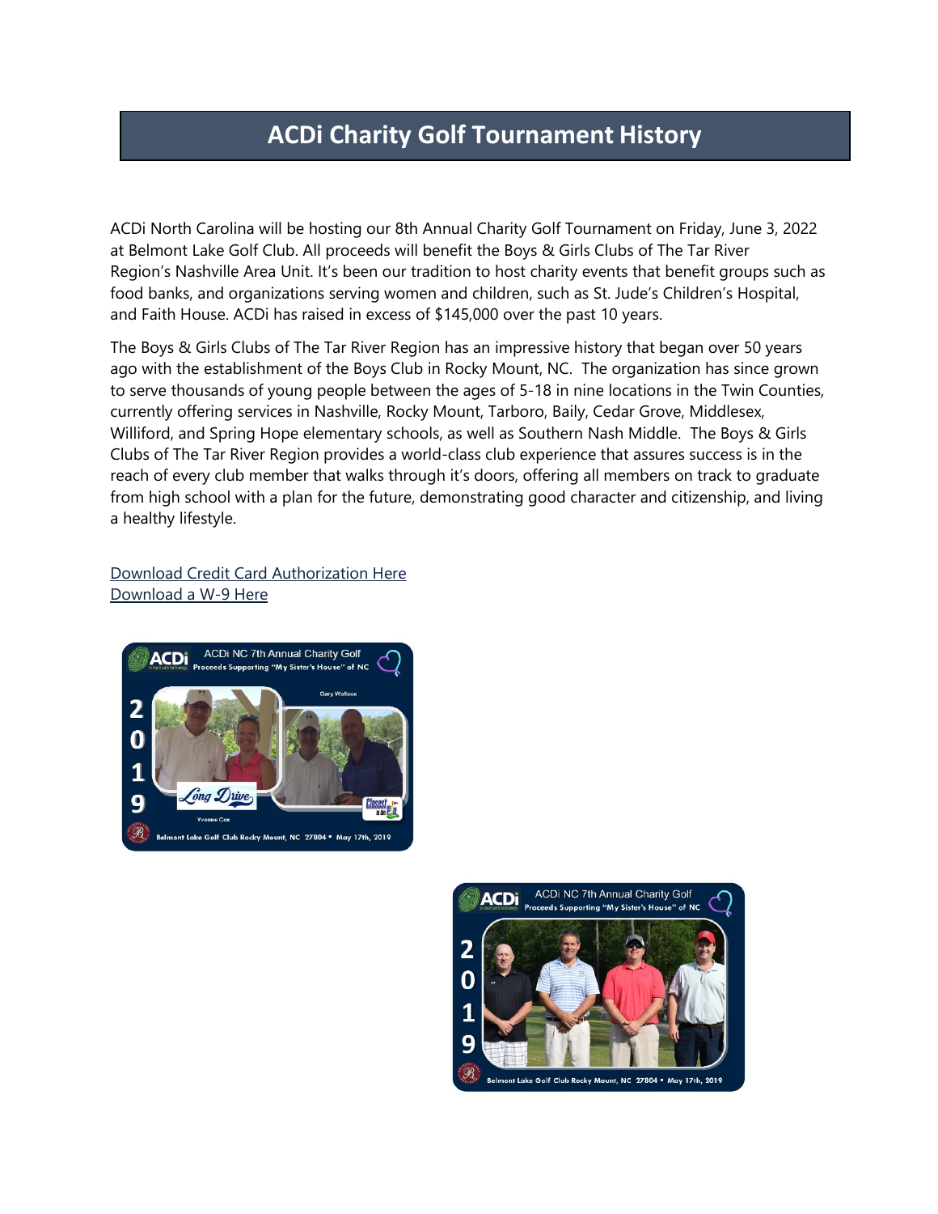# ACDi Charity Golf Tournament History

ACDi North Carolina will be hosting our 8th Annual Charity Golf Tournament on Friday, June 3, 2022 at Belmont Lake Golf Club. All proceeds will benefit the Boys & Girls Clubs of The Tar River Region's Nashville Area Unit. It's been our tradition to host charity events that benefit groups such as food banks, and organizations serving women and children, such as St. Jude's Children's Hospital, and Faith House. ACDi has raised in excess of $145,000 over the past 10 years.

The Boys & Girls Clubs of The Tar River Region has an impressive history that began over 50 years ago with the establishment of the Boys Club in Rocky Mount, NC. The organization has since grown to serve thousands of young people between the ages of 5-18 in nine locations in the Twin Counties, currently offering services in Nashville, Rocky Mount, Tarboro, Baily, Cedar Grove, Middlesex, Williford, and Spring Hope elementary schools, as well as Southern Nash Middle. The Boys & Girls Clubs of The Tar River Region provides a world-class club experience that assures success is in the reach of every club member that walks through it's doors, offering all members on track to graduate from high school with a plan for the future, demonstrating good character and citizenship, and living a healthy lifestyle.

Download Credit Card Authorization Here
Download a W-9 Here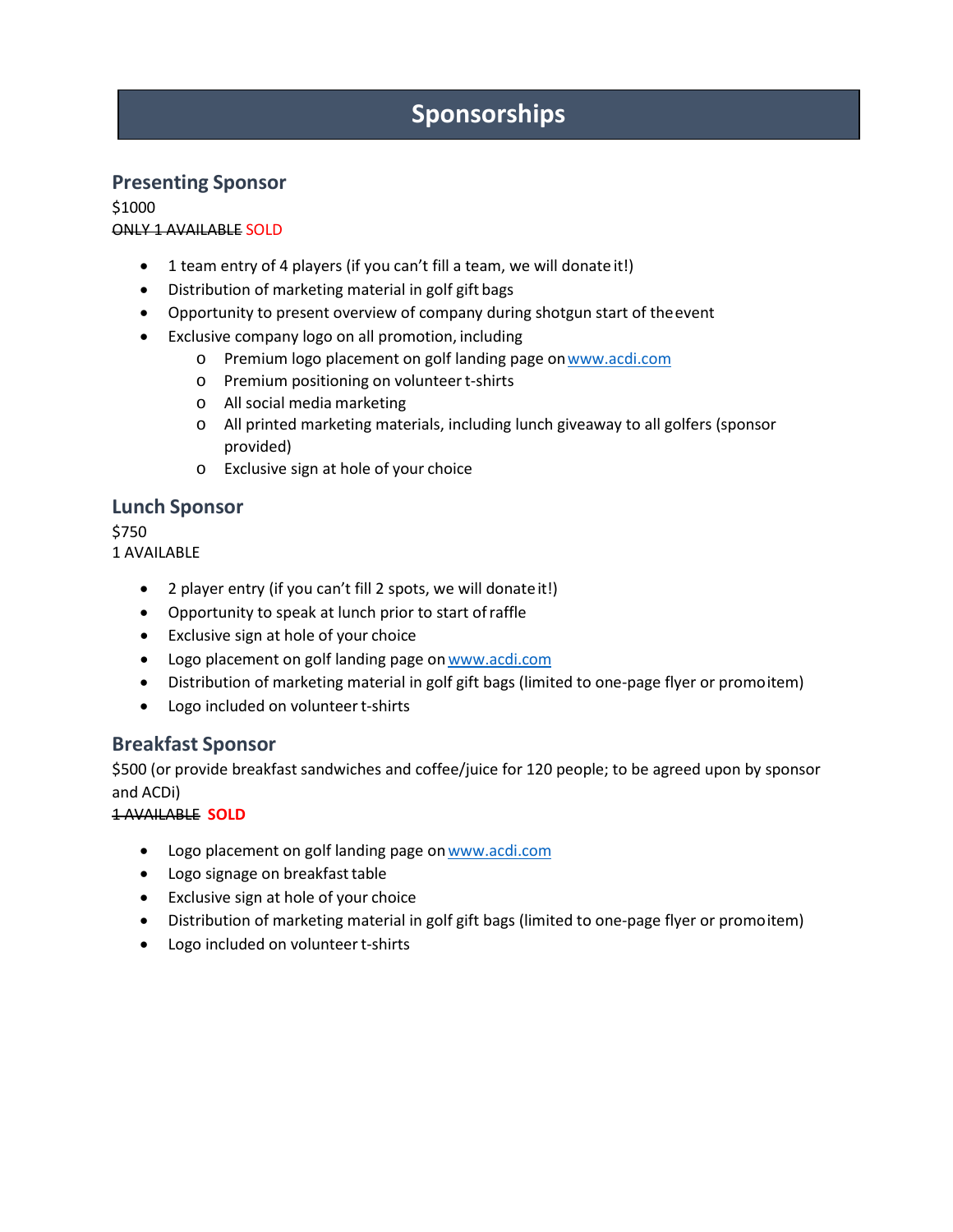# Sponsorships

## Presenting Sponsor

$1000

~~ONLY 1 AVAILABLE~~ SOLD

- 1 team entry of 4 players (if you can't fill a team, we will donate it!)
- Distribution of marketing material in golf gift bags
- Opportunity to present overview of company during shotgun start of the event
- Exclusive company logo on all promotion, including
  - Premium logo placement on golf landing page on www.acdi.com
  - Premium positioning on volunteer t-shirts
  - All social media marketing
  - All printed marketing materials, including lunch giveaway to all golfers (sponsor provided)
  - Exclusive sign at hole of your choice

## Lunch Sponsor

$750

1 AVAILABLE

- 2 player entry (if you can't fill 2 spots, we will donate it!)
- Opportunity to speak at lunch prior to start of raffle
- Exclusive sign at hole of your choice
- Logo placement on golf landing page on www.acdi.com
- Distribution of marketing material in golf gift bags (limited to one-page flyer or promo item)
- Logo included on volunteer t-shirts

## Breakfast Sponsor

$500 (or provide breakfast sandwiches and coffee/juice for 120 people; to be agreed upon by sponsor and ACDi)

~~1 AVAILABLE~~ **SOLD**

- Logo placement on golf landing page on www.acdi.com
- Logo signage on breakfast table
- Exclusive sign at hole of your choice
- Distribution of marketing material in golf gift bags (limited to one-page flyer or promo item)
- Logo included on volunteer t-shirts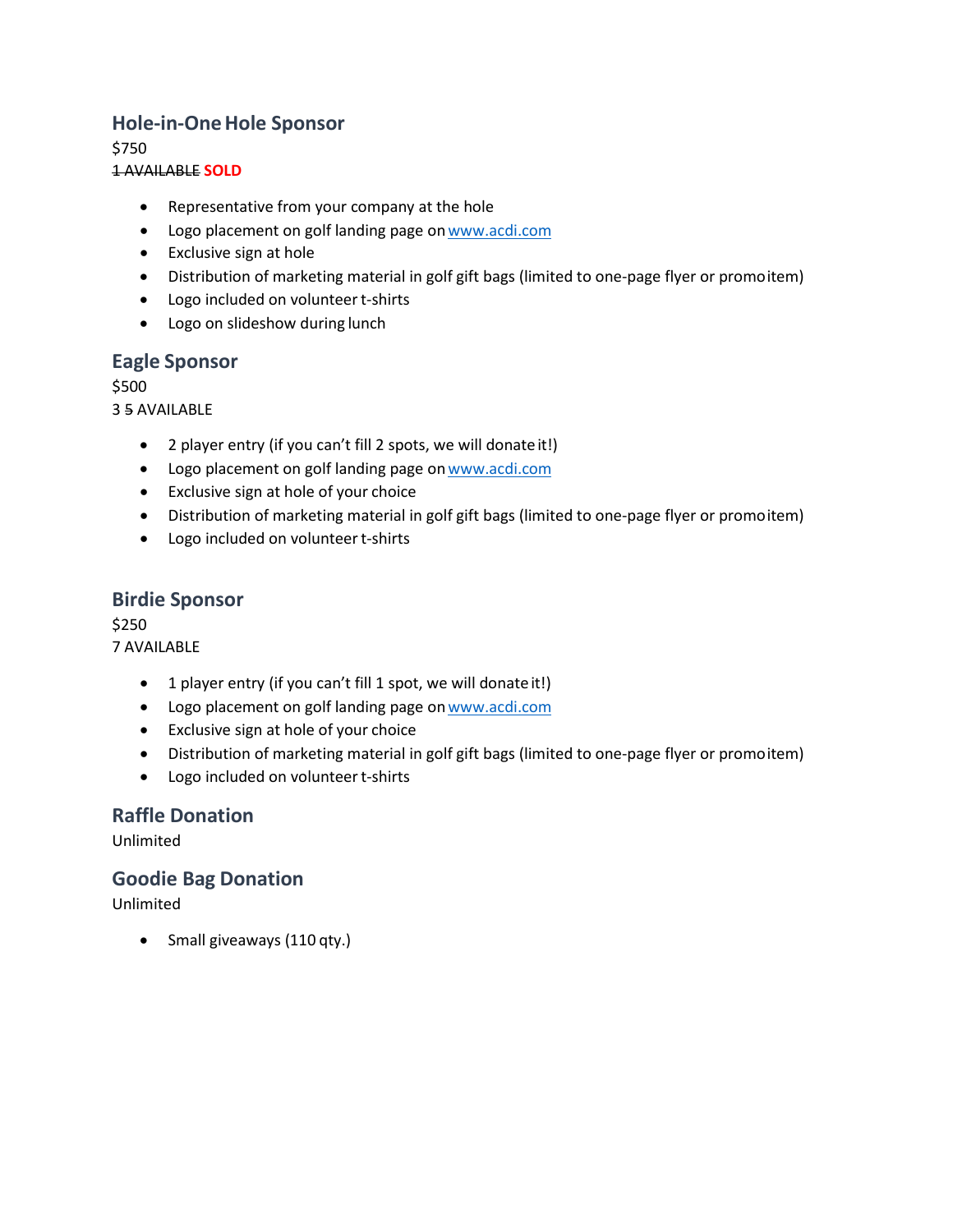### Hole-in-One Hole Sponsor

$750

~~1 AVAILABLE~~ **SOLD**

- Representative from your company at the hole
- Logo placement on golf landing page on www.acdi.com
- Exclusive sign at hole
- Distribution of marketing material in golf gift bags (limited to one-page flyer or promo item)
- Logo included on volunteer t-shirts
- Logo on slideshow during lunch

### Eagle Sponsor

$500

3 ~~5~~ AVAILABLE

- 2 player entry (if you can't fill 2 spots, we will donate it!)
- Logo placement on golf landing page on www.acdi.com
- Exclusive sign at hole of your choice
- Distribution of marketing material in golf gift bags (limited to one-page flyer or promo item)
- Logo included on volunteer t-shirts

### Birdie Sponsor

$250

7 AVAILABLE

- 1 player entry (if you can't fill 1 spot, we will donate it!)
- Logo placement on golf landing page on www.acdi.com
- Exclusive sign at hole of your choice
- Distribution of marketing material in golf gift bags (limited to one-page flyer or promo item)
- Logo included on volunteer t-shirts

### Raffle Donation

Unlimited

### Goodie Bag Donation

Unlimited

- Small giveaways (110 qty.)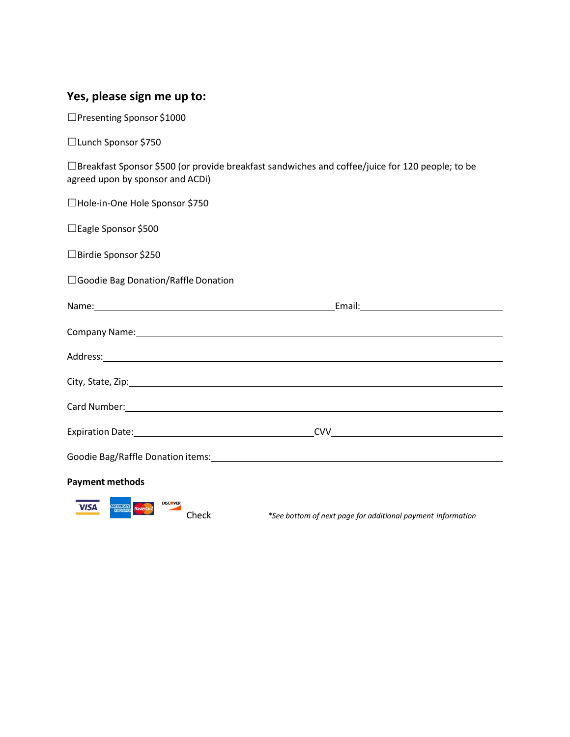## Yes, please sign me up to:

☐Presenting Sponsor $1000

☐Lunch Sponsor $750

☐Breakfast Sponsor $500 (or provide breakfast sandwiches and coffee/juice for 120 people; to be agreed upon by sponsor and ACDi)

☐Hole-in-One Hole Sponsor $750

☐Eagle Sponsor $500

☐Birdie Sponsor $250

☐Goodie Bag Donation/Raffle Donation

Name:______________________________________ Email:______________________

Company Name:____________________________________________________________

Address:_________________________________________________________________

City, State, Zip:__________________________________________________________

Card Number:_____________________________________________________________

Expiration Date:___________________________ CVV__________________________

Goodie Bag/Raffle Donation items:____________________________________________

**Payment methods**

VISA AMERICAN EXPRESS MasterCard DISCOVER Check *See bottom of next page for additional payment information*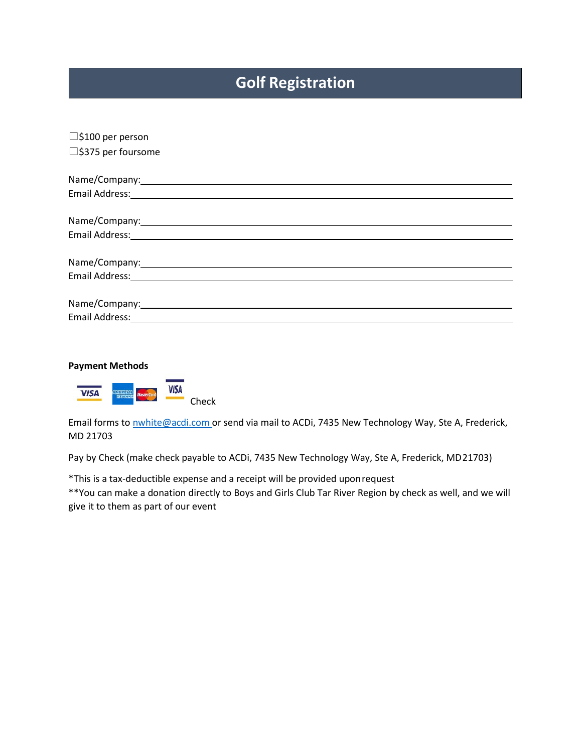# Golf Registration

☐$100 per person
☐$375 per foursome

Name/Company:\_\_\_\_\_\_\_\_\_\_\_\_\_\_\_\_\_\_\_\_\_\_\_\_\_\_\_\_\_\_\_\_\_\_\_\_\_\_\_\_
Email Address:\_\_\_\_\_\_\_\_\_\_\_\_\_\_\_\_\_\_\_\_\_\_\_\_\_\_\_\_\_\_\_\_\_\_\_\_\_\_\_\_

Name/Company:\_\_\_\_\_\_\_\_\_\_\_\_\_\_\_\_\_\_\_\_\_\_\_\_\_\_\_\_\_\_\_\_\_\_\_\_\_\_\_\_
Email Address:\_\_\_\_\_\_\_\_\_\_\_\_\_\_\_\_\_\_\_\_\_\_\_\_\_\_\_\_\_\_\_\_\_\_\_\_\_\_\_\_

Name/Company:\_\_\_\_\_\_\_\_\_\_\_\_\_\_\_\_\_\_\_\_\_\_\_\_\_\_\_\_\_\_\_\_\_\_\_\_\_\_\_\_
Email Address:\_\_\_\_\_\_\_\_\_\_\_\_\_\_\_\_\_\_\_\_\_\_\_\_\_\_\_\_\_\_\_\_\_\_\_\_\_\_\_\_

Name/Company:\_\_\_\_\_\_\_\_\_\_\_\_\_\_\_\_\_\_\_\_\_\_\_\_\_\_\_\_\_\_\_\_\_\_\_\_\_\_\_\_
Email Address:\_\_\_\_\_\_\_\_\_\_\_\_\_\_\_\_\_\_\_\_\_\_\_\_\_\_\_\_\_\_\_\_\_\_\_\_\_\_\_\_

**Payment Methods**

VISA AMERICAN EXPRESS MasterCard VISA Check

Email forms to nwhite@acdi.com or send via mail to ACDi, 7435 New Technology Way, Ste A, Frederick, MD 21703

Pay by Check (make check payable to ACDi, 7435 New Technology Way, Ste A, Frederick, MD 21703)

*This is a tax-deductible expense and a receipt will be provided upon request
**You can make a donation directly to Boys and Girls Club Tar River Region by check as well, and we will give it to them as part of our event